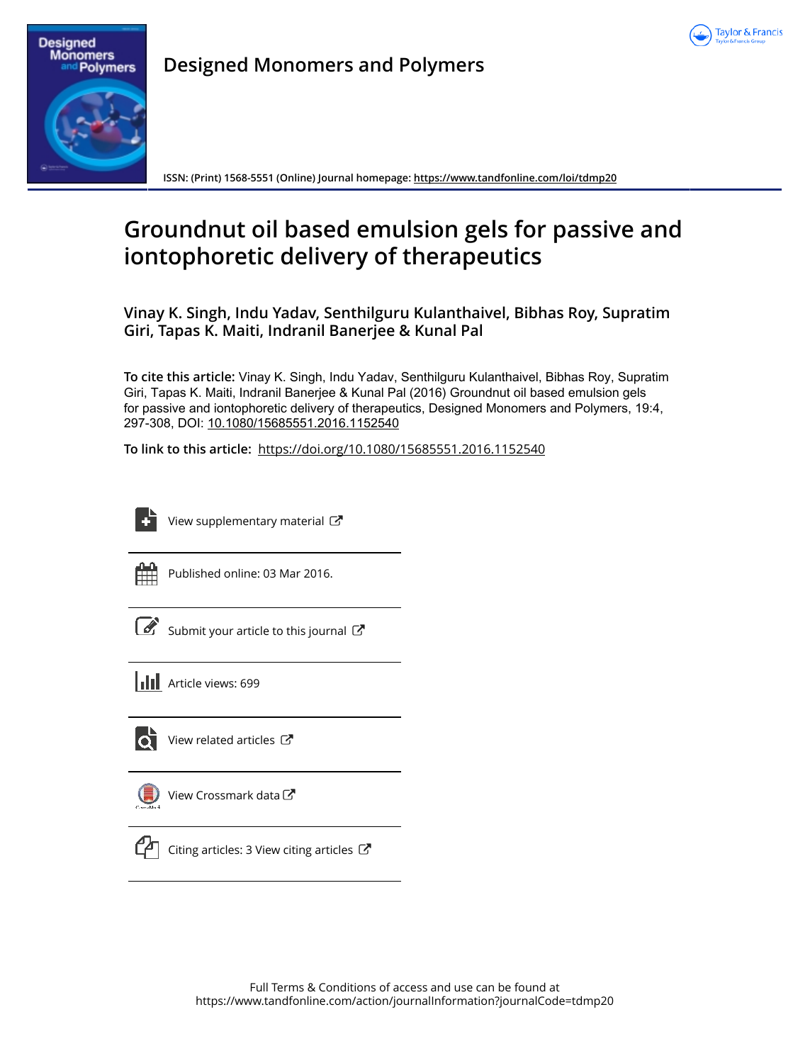# Designed Monomers and Polymers

ISSN: (Print) 1568-5551 (Online) Journal homepage: https://www.tandfonline.com/loi/tdmp20

# Groundnut oil based emulsion gels for passive and iontophoretic delivery of therapeutics

**Vinay K. Singh, Indu Yadav, Senthilguru Kulanthaivel, Bibhas Roy, Supratim Giri, Tapas K. Maiti, Indranil Banerjee & Kunal Pal**

**To cite this article:** Vinay K. Singh, Indu Yadav, Senthilguru Kulanthaivel, Bibhas Roy, Supratim Giri, Tapas K. Maiti, Indranil Banerjee & Kunal Pal (2016) Groundnut oil based emulsion gels for passive and iontophoretic delivery of therapeutics, Designed Monomers and Polymers, 19:4, 297-308, DOI: 10.1080/15685551.2016.1152540

**To link to this article:** https://doi.org/10.1080/15685551.2016.1152540

View supplementary material

Published online: 03 Mar 2016.

Submit your article to this journal

Article views: 699

View related articles

View Crossmark data

Citing articles: 3 View citing articles

Full Terms & Conditions of access and use can be found at
https://www.tandfonline.com/action/journalInformation?journalCode=tdmp20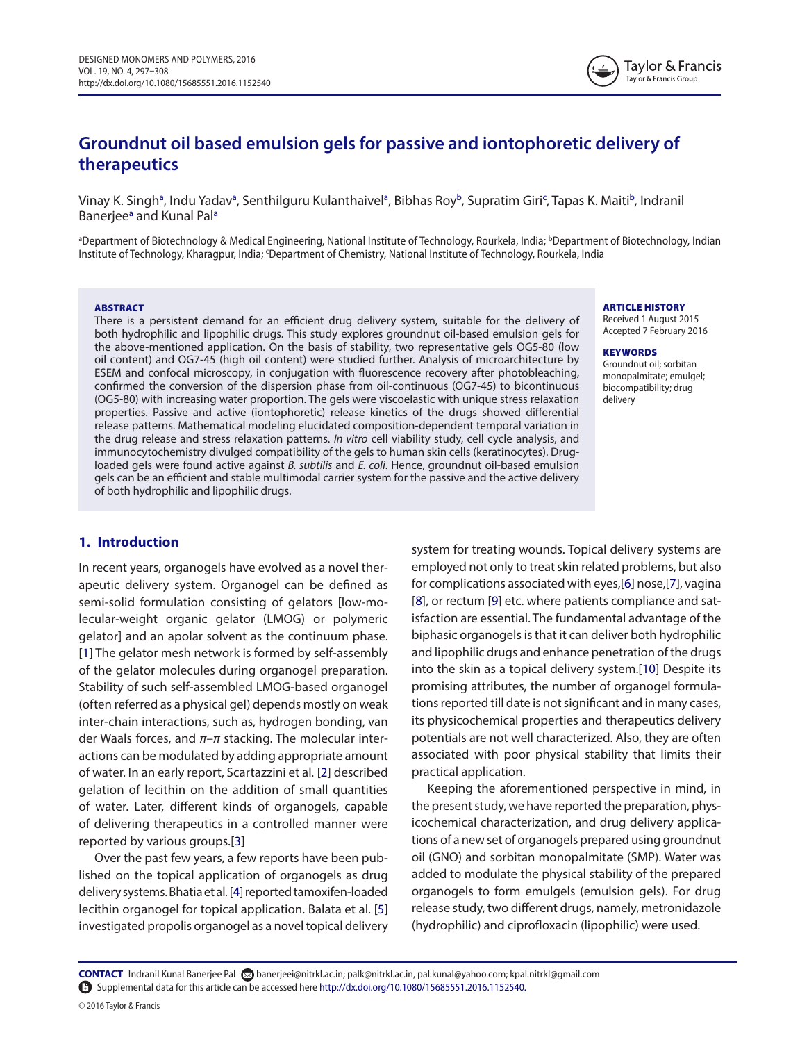# Groundnut oil based emulsion gels for passive and iontophoretic delivery of therapeutics

Vinay K. Singh[a], Indu Yadav[a], Senthilguru Kulanthaivel[a], Bibhas Roy[b], Supratim Giri[c], Tapas K. Maiti[b], Indranil Banerjee[a] and Kunal Pal[a]

[a]Department of Biotechnology & Medical Engineering, National Institute of Technology, Rourkela, India; [b]Department of Biotechnology, Indian Institute of Technology, Kharagpur, India; [c]Department of Chemistry, National Institute of Technology, Rourkela, India

**ABSTRACT**

There is a persistent demand for an efficient drug delivery system, suitable for the delivery of both hydrophilic and lipophilic drugs. This study explores groundnut oil-based emulsion gels for the above-mentioned application. On the basis of stability, two representative gels OG5-80 (low oil content) and OG7-45 (high oil content) were studied further. Analysis of microarchitecture by ESEM and confocal microscopy, in conjunction with fluorescence recovery after photobleaching, confirmed the conversion of the dispersion phase from oil-continuous (OG7-45) to bicontinuous (OG5-80) with increasing water proportion. The gels were viscoelastic with unique stress relaxation properties. Passive and active (iontophoretic) release kinetics of the drugs showed differential release patterns. Mathematical modeling elucidated composition-dependent temporal variation in the drug release and stress relaxation patterns. *In vitro* cell viability study, cell cycle analysis, and immunocytochemistry divulged compatibility of the gels to human skin cells (keratinocytes). Drug-loaded gels were found active against *B. subtilis* and *E. coli*. Hence, groundnut oil-based emulsion gels can be an efficient and stable multimodal carrier system for the passive and the active delivery of both hydrophilic and lipophilic drugs.

**ARTICLE HISTORY**

Received 1 August 2015
Accepted 7 February 2016

**KEYWORDS**

Groundnut oil; sorbitan monopalmitate; emulgel; biocompatibility; drug delivery

## 1. Introduction

In recent years, organogels have evolved as a novel therapeutic delivery system. Organogel can be defined as semi-solid formulation consisting of gelators [low-molecular-weight organic gelator (LMOG) or polymeric gelator] and an apolar solvent as the continuum phase.[1] The gelator mesh network is formed by self-assembly of the gelator molecules during organogel preparation. Stability of such self-assembled LMOG-based organogel (often referred as a physical gel) depends mostly on weak inter-chain interactions, such as, hydrogen bonding, van der Waals forces, and $\pi$–$\pi$ stacking. The molecular interactions can be modulated by adding appropriate amount of water. In an early report, Scartazzini et al. [2] described gelation of lecithin on the addition of small quantities of water. Later, different kinds of organogels, capable of delivering therapeutics in a controlled manner were reported by various groups.[3]

Over the past few years, a few reports have been published on the topical application of organogels as drug delivery systems. Bhatia et al. [4] reported tamoxifen-loaded lecithin organogel for topical application. Balata et al. [5] investigated propolis organogel as a novel topical delivery system for treating wounds. Topical delivery systems are employed not only to treat skin related problems, but also for complications associated with eyes,[6] nose,[7], vagina [8], or rectum [9] etc. where patients compliance and satisfaction are essential. The fundamental advantage of the biphasic organogels is that it can deliver both hydrophilic and lipophilic drugs and enhance penetration of the drugs into the skin as a topical delivery system.[10] Despite its promising attributes, the number of organogel formulations reported till date is not significant and in many cases, its physicochemical properties and therapeutics delivery potentials are not well characterized. Also, they are often associated with poor physical stability that limits their practical application.

Keeping the aforementioned perspective in mind, in the present study, we have reported the preparation, physicochemical characterization, and drug delivery applications of a new set of organogels prepared using groundnut oil (GNO) and sorbitan monopalmitate (SMP). Water was added to modulate the physical stability of the prepared organogels to form emulgels (emulsion gels). For drug release study, two different drugs, namely, metronidazole (hydrophilic) and ciprofloxacin (lipophilic) were used.

**CONTACT** Indranil Kunal Banerjee Pal banerjeei@nitrkl.ac.in; palk@nitrkl.ac.in, pal.kunal@yahoo.com; kpal.nitrkl@gmail.com

Supplemental data for this article can be accessed here http://dx.doi.org/10.1080/15685551.2016.1152540.

© 2016 Taylor & Francis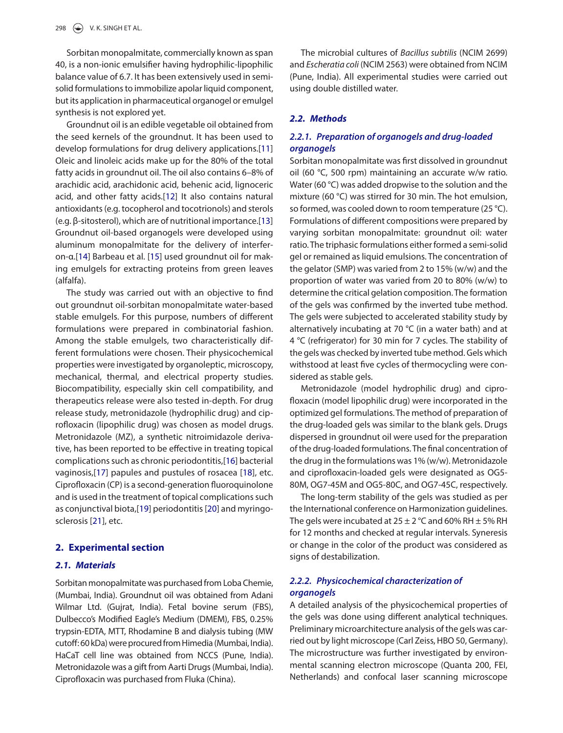Sorbitan monopalmitate, commercially known as span 40, is a non-ionic emulsifier having hydrophilic-lipophilic balance value of 6.7. It has been extensively used in semi-solid formulations to immobilize apolar liquid component, but its application in pharmaceutical organogel or emulgel synthesis is not explored yet.

Groundnut oil is an edible vegetable oil obtained from the seed kernels of the groundnut. It has been used to develop formulations for drug delivery applications.[11] Oleic and linoleic acids make up for the 80% of the total fatty acids in groundnut oil. The oil also contains 6–8% of arachidic acid, arachidonic acid, behenic acid, lignoceric acid, and other fatty acids.[12] It also contains natural antioxidants (e.g. tocopherol and tocotrionols) and sterols (e.g. β-sitosterol), which are of nutritional importance.[13] Groundnut oil-based organogels were developed using aluminum monopalmitate for the delivery of interferon-α.[14] Barbeau et al. [15] used groundnut oil for making emulgels for extracting proteins from green leaves (alfalfa).

The study was carried out with an objective to find out groundnut oil-sorbitan monopalmitate water-based stable emulgels. For this purpose, numbers of different formulations were prepared in combinatorial fashion. Among the stable emulgels, two characteristically different formulations were chosen. Their physicochemical properties were investigated by organoleptic, microscopy, mechanical, thermal, and electrical property studies. Biocompatibility, especially skin cell compatibility, and therapeutics release were also tested in-depth. For drug release study, metronidazole (hydrophilic drug) and ciprofloxacin (lipophilic drug) was chosen as model drugs. Metronidazole (MZ), a synthetic nitroimidazole derivative, has been reported to be effective in treating topical complications such as chronic periodontitis,[16] bacterial vaginosis,[17] papules and pustules of rosacea [18], etc. Ciprofloxacin (CP) is a second-generation fluoroquinolone and is used in the treatment of topical complications such as conjunctival biota,[19] periodontitis [20] and myringosclerosis [21], etc.

## 2. Experimental section

### 2.1. Materials

Sorbitan monopalmitate was purchased from Loba Chemie, (Mumbai, India). Groundnut oil was obtained from Adani Wilmar Ltd. (Gujrat, India). Fetal bovine serum (FBS), Dulbecco's Modified Eagle's Medium (DMEM), FBS, 0.25% trypsin-EDTA, MTT, Rhodamine B and dialysis tubing (MW cutoff: 60 kDa) were procured from Himedia (Mumbai, India). HaCaT cell line was obtained from NCCS (Pune, India). Metronidazole was a gift from Aarti Drugs (Mumbai, India). Ciprofloxacin was purchased from Fluka (China).

The microbial cultures of *Bacillus subtilis* (NCIM 2699) and *Escheratia coli* (NCIM 2563) were obtained from NCIM (Pune, India). All experimental studies were carried out using double distilled water.

### 2.2. Methods

#### 2.2.1. Preparation of organogels and drug-loaded organogels

Sorbitan monopalmitate was first dissolved in groundnut oil (60 °C, 500 rpm) maintaining an accurate w/w ratio. Water (60 °C) was added dropwise to the solution and the mixture (60 °C) was stirred for 30 min. The hot emulsion, so formed, was cooled down to room temperature (25 °C). Formulations of different compositions were prepared by varying sorbitan monopalmitate: groundnut oil: water ratio. The triphasic formulations either formed a semi-solid gel or remained as liquid emulsions. The concentration of the gelator (SMP) was varied from 2 to 15% (w/w) and the proportion of water was varied from 20 to 80% (w/w) to determine the critical gelation composition. The formation of the gels was confirmed by the inverted tube method. The gels were subjected to accelerated stability study by alternatively incubating at 70 °C (in a water bath) and at 4 °C (refrigerator) for 30 min for 7 cycles. The stability of the gels was checked by inverted tube method. Gels which withstood at least five cycles of thermocycling were considered as stable gels.

Metronidazole (model hydrophilic drug) and ciprofloxacin (model lipophilic drug) were incorporated in the optimized gel formulations. The method of preparation of the drug-loaded gels was similar to the blank gels. Drugs dispersed in groundnut oil were used for the preparation of the drug-loaded formulations. The final concentration of the drug in the formulations was 1% (w/w). Metronidazole and ciprofloxacin-loaded gels were designated as OG5-80M, OG7-45M and OG5-80C, and OG7-45C, respectively.

The long-term stability of the gels was studied as per the International conference on Harmonization guidelines. The gels were incubated at 25 ± 2 °C and 60% RH ± 5% RH for 12 months and checked at regular intervals. Syneresis or change in the color of the product was considered as signs of destabilization.

#### 2.2.2. Physicochemical characterization of organogels

A detailed analysis of the physicochemical properties of the gels was done using different analytical techniques. Preliminary microarchitecture analysis of the gels was carried out by light microscope (Carl Zeiss, HBO 50, Germany). The microstructure was further investigated by environmental scanning electron microscope (Quanta 200, FEI, Netherlands) and confocal laser scanning microscope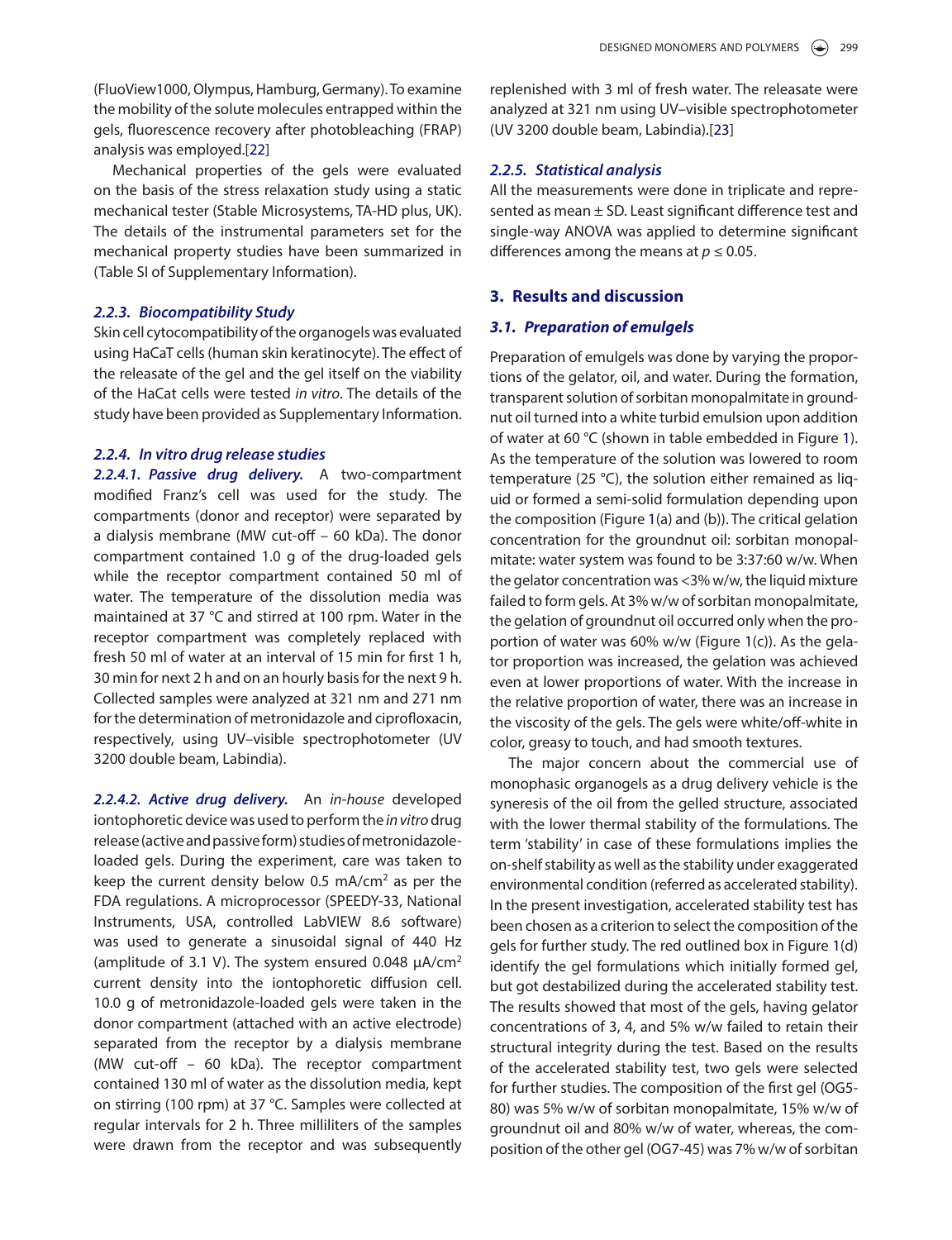(FluoView1000, Olympus, Hamburg, Germany). To examine the mobility of the solute molecules entrapped within the gels, fluorescence recovery after photobleaching (FRAP) analysis was employed.[22]

Mechanical properties of the gels were evaluated on the basis of the stress relaxation study using a static mechanical tester (Stable Microsystems, TA-HD plus, UK). The details of the instrumental parameters set for the mechanical property studies have been summarized in (Table SI of Supplementary Information).

#### *2.2.3. Biocompatibility Study*

Skin cell cytocompatibility of the organogels was evaluated using HaCaT cells (human skin keratinocyte). The effect of the releasate of the gel and the gel itself on the viability of the HaCat cells were tested *in vitro*. The details of the study have been provided as Supplementary Information.

#### *2.2.4. In vitro drug release studies*

***2.2.4.1. Passive drug delivery.*** A two-compartment modified Franz's cell was used for the study. The compartments (donor and receptor) were separated by a dialysis membrane (MW cut-off – 60 kDa). The donor compartment contained 1.0 g of the drug-loaded gels while the receptor compartment contained 50 ml of water. The temperature of the dissolution media was maintained at 37 °C and stirred at 100 rpm. Water in the receptor compartment was completely replaced with fresh 50 ml of water at an interval of 15 min for first 1 h, 30 min for next 2 h and on an hourly basis for the next 9 h. Collected samples were analyzed at 321 nm and 271 nm for the determination of metronidazole and ciprofloxacin, respectively, using UV–visible spectrophotometer (UV 3200 double beam, Labindia).

***2.2.4.2. Active drug delivery.*** An *in-house* developed iontophoretic device was used to perform the *in vitro* drug release (active and passive form) studies of metronidazole-loaded gels. During the experiment, care was taken to keep the current density below 0.5 mA/cm$^2$ as per the FDA regulations. A microprocessor (SPEEDY-33, National Instruments, USA, controlled LabVIEW 8.6 software) was used to generate a sinusoidal signal of 440 Hz (amplitude of 3.1 V). The system ensured 0.048 μA/cm$^2$ current density into the iontophoretic diffusion cell. 10.0 g of metronidazole-loaded gels were taken in the donor compartment (attached with an active electrode) separated from the receptor by a dialysis membrane (MW cut-off – 60 kDa). The receptor compartment contained 130 ml of water as the dissolution media, kept on stirring (100 rpm) at 37 °C. Samples were collected at regular intervals for 2 h. Three milliliters of the samples were drawn from the receptor and was subsequently replenished with 3 ml of fresh water. The releasate were analyzed at 321 nm using UV–visible spectrophotometer (UV 3200 double beam, Labindia).[23]

#### *2.2.5. Statistical analysis*

All the measurements were done in triplicate and represented as mean ± SD. Least significant difference test and single-way ANOVA was applied to determine significant differences among the means at $p \leq 0.05$.

## 3. Results and discussion

### *3.1. Preparation of emulgels*

Preparation of emulgels was done by varying the proportions of the gelator, oil, and water. During the formation, transparent solution of sorbitan monopalmitate in groundnut oil turned into a white turbid emulsion upon addition of water at 60 °C (shown in table embedded in Figure 1). As the temperature of the solution was lowered to room temperature (25 °C), the solution either remained as liquid or formed a semi-solid formulation depending upon the composition (Figure 1(a) and (b)). The critical gelation concentration for the groundnut oil: sorbitan monopalmitate: water system was found to be 3:37:60 w/w. When the gelator concentration was <3% w/w, the liquid mixture failed to form gels. At 3% w/w of sorbitan monopalmitate, the gelation of groundnut oil occurred only when the proportion of water was 60% w/w (Figure 1(c)). As the gelator proportion was increased, the gelation was achieved even at lower proportions of water. With the increase in the relative proportion of water, there was an increase in the viscosity of the gels. The gels were white/off-white in color, greasy to touch, and had smooth textures.

The major concern about the commercial use of monophasic organogels as a drug delivery vehicle is the syneresis of the oil from the gelled structure, associated with the lower thermal stability of the formulations. The term 'stability' in case of these formulations implies the on-shelf stability as well as the stability under exaggerated environmental condition (referred as accelerated stability). In the present investigation, accelerated stability test has been chosen as a criterion to select the composition of the gels for further study. The red outlined box in Figure 1(d) identify the gel formulations which initially formed gel, but got destabilized during the accelerated stability test. The results showed that most of the gels, having gelator concentrations of 3, 4, and 5% w/w failed to retain their structural integrity during the test. Based on the results of the accelerated stability test, two gels were selected for further studies. The composition of the first gel (OG5-80) was 5% w/w of sorbitan monopalmitate, 15% w/w of groundnut oil and 80% w/w of water, whereas, the composition of the other gel (OG7-45) was 7% w/w of sorbitan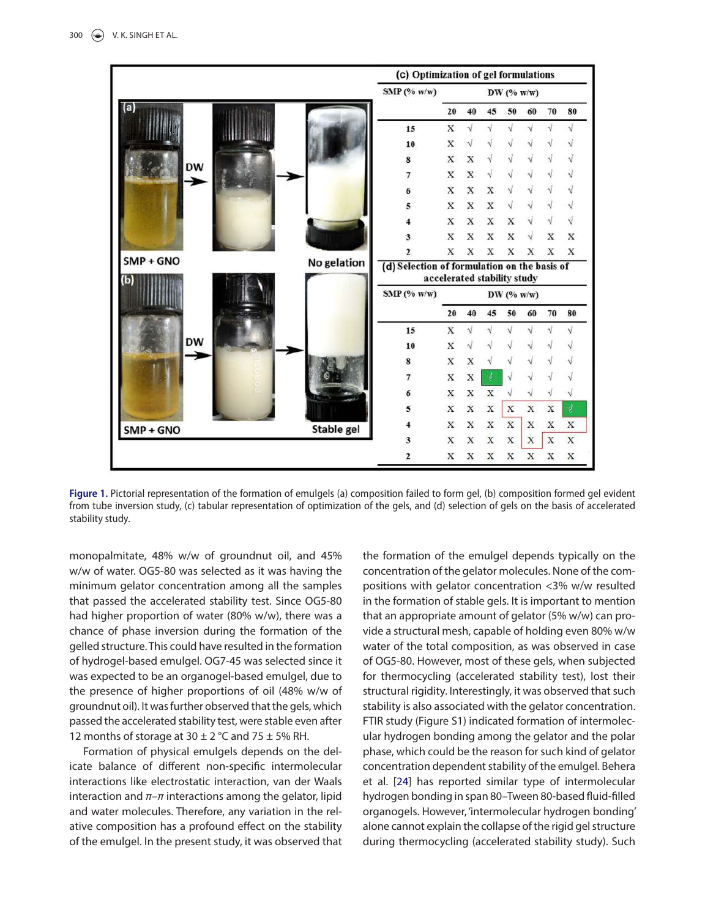**(c) Optimization of gel formulations**

| SMP (% w/w) | DW (% w/w) | | | | | | |
|---|---|---|---|---|---|---|---|
| | 20 | 40 | 45 | 50 | 60 | 70 | 80 |
| 15 | X | √ | √ | √ | √ | √ | √ |
| 10 | X | √ | √ | √ | √ | √ | √ |
| 8 | X | X | √ | √ | √ | √ | √ |
| 7 | X | X | √ | √ | √ | √ | √ |
| 6 | X | X | X | √ | √ | √ | √ |
| 5 | X | X | X | √ | √ | √ | √ |
| 4 | X | X | X | X | √ | √ | √ |
| 3 | X | X | X | X | √ | X | X |
| 2 | X | X | X | X | X | X | X |

**(d) Selection of formulation on the basis of accelerated stability study**

| SMP (% w/w) | DW (% w/w) | | | | | | |
|---|---|---|---|---|---|---|---|
| | 20 | 40 | 45 | 50 | 60 | 70 | 80 |
| 15 | X | √ | √ | √ | √ | √ | √ |
| 10 | X | √ | √ | √ | √ | √ | √ |
| 8 | X | X | √ | √ | √ | √ | √ |
| 7 | X | X | √ | √ | √ | √ | √ |
| 6 | X | X | X | √ | √ | √ | √ |
| 5 | X | X | X | X | X | X | √ |
| 4 | X | X | X | X | X | X | X |
| 3 | X | X | X | X | X | X | X |
| 2 | X | X | X | X | X | X | X |

**Figure 1.** Pictorial representation of the formation of emulgels (a) composition failed to form gel, (b) composition formed gel evident from tube inversion study, (c) tabular representation of optimization of the gels, and (d) selection of gels on the basis of accelerated stability study.

monopalmitate, 48% w/w of groundnut oil, and 45% w/w of water. OG5-80 was selected as it was having the minimum gelator concentration among all the samples that passed the accelerated stability test. Since OG5-80 had higher proportion of water (80% w/w), there was a chance of phase inversion during the formation of the gelled structure. This could have resulted in the formation of hydrogel-based emulgel. OG7-45 was selected since it was expected to be an organogel-based emulgel, due to the presence of higher proportions of oil (48% w/w of groundnut oil). It was further observed that the gels, which passed the accelerated stability test, were stable even after 12 months of storage at 30 ± 2 °C and 75 ± 5% RH.

Formation of physical emulgels depends on the delicate balance of different non-specific intermolecular interactions like electrostatic interaction, van der Waals interaction and $\pi$–$\pi$ interactions among the gelator, lipid and water molecules. Therefore, any variation in the relative composition has a profound effect on the stability of the emulgel. In the present study, it was observed that the formation of the emulgel depends typically on the concentration of the gelator molecules. None of the compositions with gelator concentration <3% w/w resulted in the formation of stable gels. It is important to mention that an appropriate amount of gelator (5% w/w) can provide a structural mesh, capable of holding even 80% w/w water of the total composition, as was observed in case of OG5-80. However, most of these gels, when subjected for thermocycling (accelerated stability test), lost their structural rigidity. Interestingly, it was observed that such stability is also associated with the gelator concentration. FTIR study (Figure S1) indicated formation of intermolecular hydrogen bonding among the gelator and the polar phase, which could be the reason for such kind of gelator concentration dependent stability of the emulgel. Behera et al. [24] has reported similar type of intermolecular hydrogen bonding in span 80–Tween 80-based fluid-filled organogels. However, 'intermolecular hydrogen bonding' alone cannot explain the collapse of the rigid gel structure during thermocycling (accelerated stability study). Such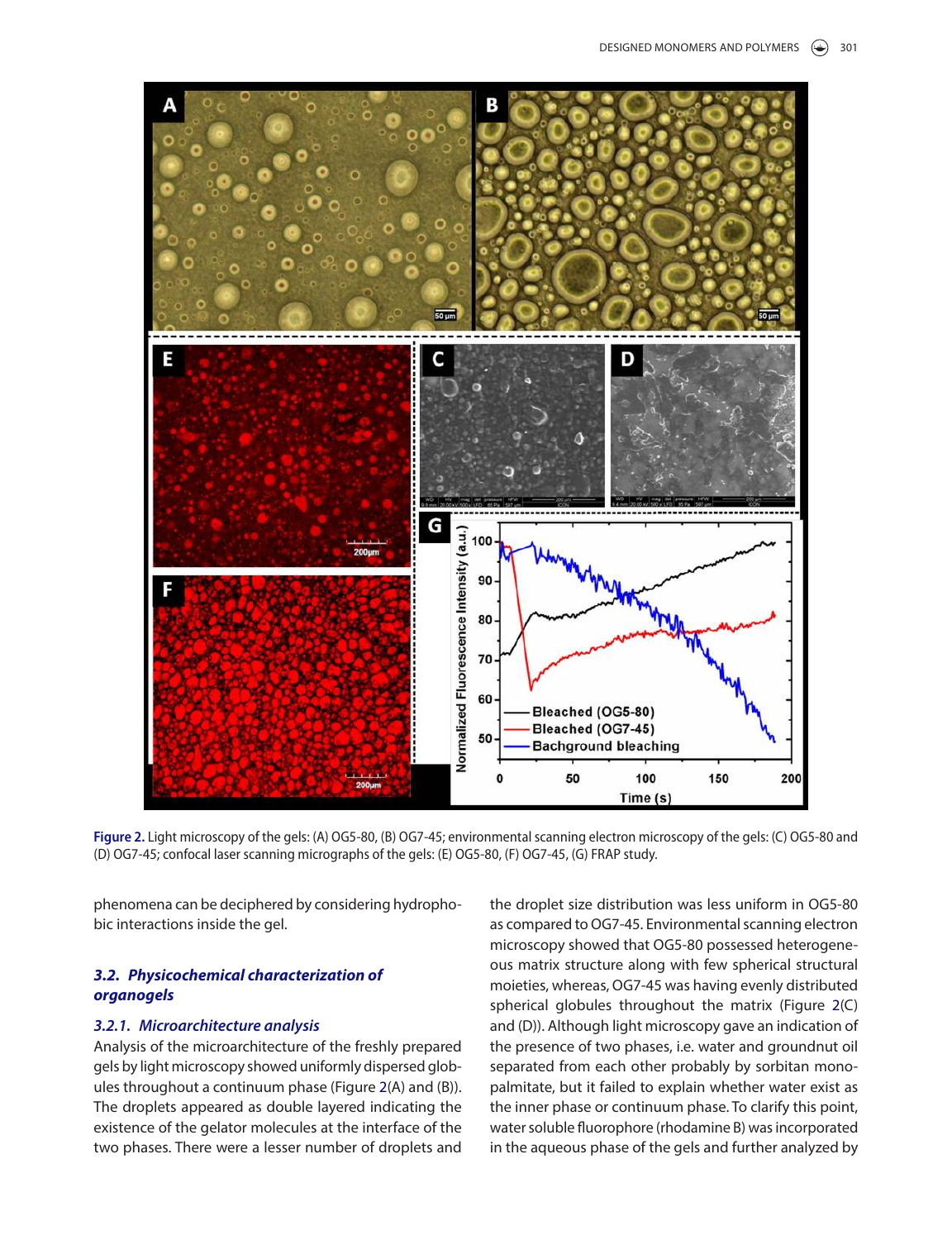Figure 2. Light microscopy of the gels: (A) OG5-80, (B) OG7-45; environmental scanning electron microscopy of the gels: (C) OG5-80 and (D) OG7-45; confocal laser scanning micrographs of the gels: (E) OG5-80, (F) OG7-45, (G) FRAP study.

phenomena can be deciphered by considering hydrophobic interactions inside the gel.

### *3.2. Physicochemical characterization of organogels*

#### *3.2.1. Microarchitecture analysis*

Analysis of the microarchitecture of the freshly prepared gels by light microscopy showed uniformly dispersed globules throughout a continuum phase (Figure 2(A) and (B)). The droplets appeared as double layered indicating the existence of the gelator molecules at the interface of the two phases. There were a lesser number of droplets and the droplet size distribution was less uniform in OG5-80 as compared to OG7-45. Environmental scanning electron microscopy showed that OG5-80 possessed heterogeneous matrix structure along with few spherical structural moieties, whereas, OG7-45 was having evenly distributed spherical globules throughout the matrix (Figure 2(C) and (D)). Although light microscopy gave an indication of the presence of two phases, i.e. water and groundnut oil separated from each other probably by sorbitan monopalmitate, but it failed to explain whether water exist as the inner phase or continuum phase. To clarify this point, water soluble fluorophore (rhodamine B) was incorporated in the aqueous phase of the gels and further analyzed by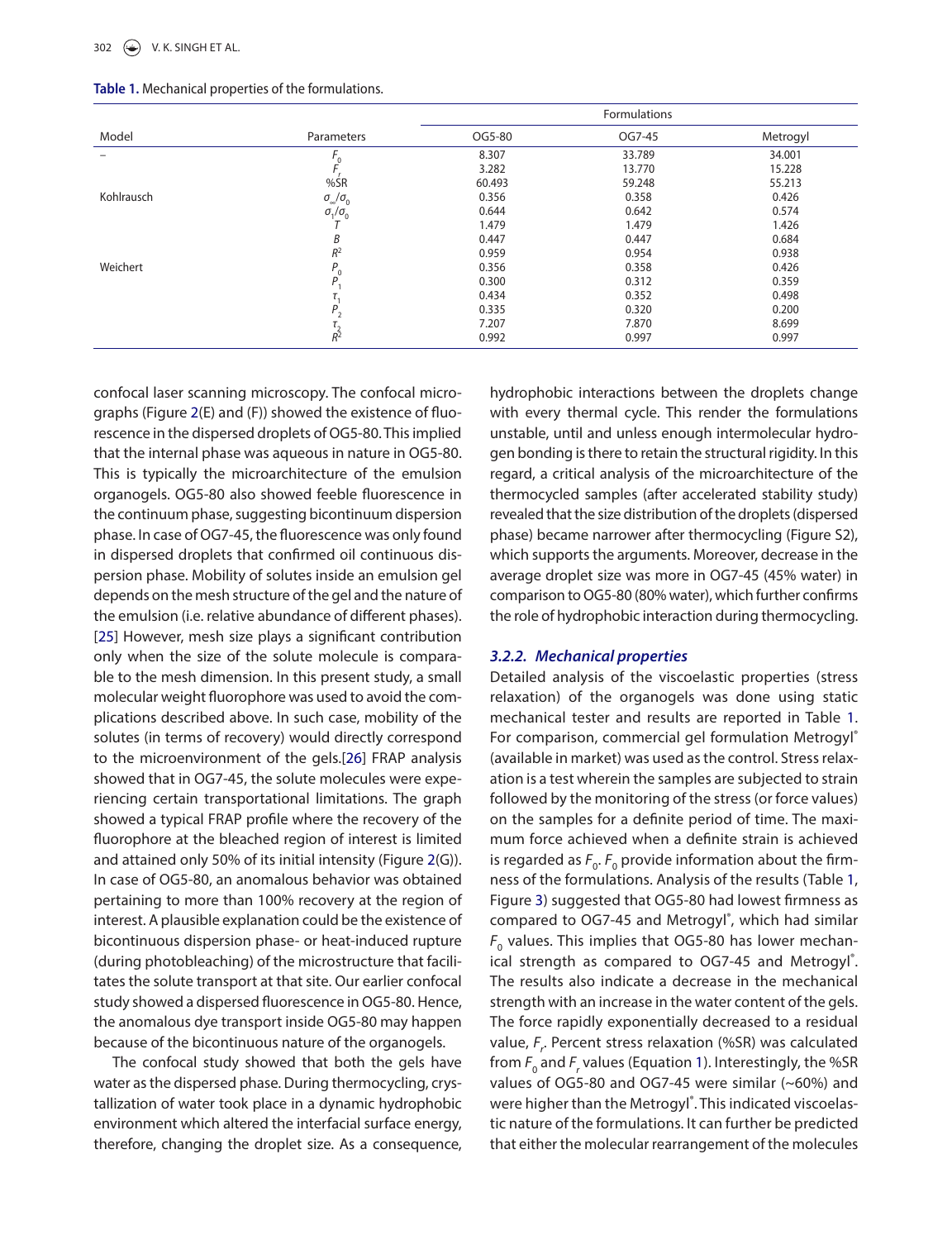**Table 1.** Mechanical properties of the formulations.

| Model | Parameters | Formulations | | |
|---|---|---|---|---|
| | | OG5-80 | OG7-45 | Metrogyl |
| – | $F_0$ | 8.307 | 33.789 | 34.001 |
| | $F_r$ | 3.282 | 13.770 | 15.228 |
| | %SR | 60.493 | 59.248 | 55.213 |
| Kohlrausch | $\sigma_\infty/\sigma_0$ | 0.356 | 0.358 | 0.426 |
| | $\sigma_1/\sigma_0$ | 0.644 | 0.642 | 0.574 |
| | $T$ | 1.479 | 1.479 | 1.426 |
| | $B$ | 0.447 | 0.447 | 0.684 |
| | $R^2$ | 0.959 | 0.954 | 0.938 |
| Weichert | $P_0$ | 0.356 | 0.358 | 0.426 |
| | $P_1$ | 0.300 | 0.312 | 0.359 |
| | $\tau_1$ | 0.434 | 0.352 | 0.498 |
| | $P_2$ | 0.335 | 0.320 | 0.200 |
| | $\tau_2$ | 7.207 | 7.870 | 8.699 |
| | $R^2$ | 0.992 | 0.997 | 0.997 |

confocal laser scanning microscopy. The confocal micrographs (Figure 2(E) and (F)) showed the existence of fluorescence in the dispersed droplets of OG5-80. This implied that the internal phase was aqueous in nature in OG5-80. This is typically the microarchitecture of the emulsion organogels. OG5-80 also showed feeble fluorescence in the continuum phase, suggesting bicontinuum dispersion phase. In case of OG7-45, the fluorescence was only found in dispersed droplets that confirmed oil continuous dispersion phase. Mobility of solutes inside an emulsion gel depends on the mesh structure of the gel and the nature of the emulsion (i.e. relative abundance of different phases).[25] However, mesh size plays a significant contribution only when the size of the solute molecule is comparable to the mesh dimension. In this present study, a small molecular weight fluorophore was used to avoid the complications described above. In such case, mobility of the solutes (in terms of recovery) would directly correspond to the microenvironment of the gels.[26] FRAP analysis showed that in OG7-45, the solute molecules were experiencing certain transportational limitations. The graph showed a typical FRAP profile where the recovery of the fluorophore at the bleached region of interest is limited and attained only 50% of its initial intensity (Figure 2(G)). In case of OG5-80, an anomalous behavior was obtained pertaining to more than 100% recovery at the region of interest. A plausible explanation could be the existence of bicontinuous dispersion phase- or heat-induced rupture (during photobleaching) of the microstructure that facilitates the solute transport at that site. Our earlier confocal study showed a dispersed fluorescence in OG5-80. Hence, the anomalous dye transport inside OG5-80 may happen because of the bicontinuous nature of the organogels.

The confocal study showed that both the gels have water as the dispersed phase. During thermocycling, crystallization of water took place in a dynamic hydrophobic environment which altered the interfacial surface energy, therefore, changing the droplet size. As a consequence, hydrophobic interactions between the droplets change with every thermal cycle. This render the formulations unstable, until and unless enough intermolecular hydrogen bonding is there to retain the structural rigidity. In this regard, a critical analysis of the microarchitecture of the thermocycled samples (after accelerated stability study) revealed that the size distribution of the droplets (dispersed phase) became narrower after thermocycling (Figure S2), which supports the arguments. Moreover, decrease in the average droplet size was more in OG7-45 (45% water) in comparison to OG5-80 (80% water), which further confirms the role of hydrophobic interaction during thermocycling.

### 3.2.2. Mechanical properties

Detailed analysis of the viscoelastic properties (stress relaxation) of the organogels was done using static mechanical tester and results are reported in Table 1. For comparison, commercial gel formulation Metrogyl® (available in market) was used as the control. Stress relaxation is a test wherein the samples are subjected to strain followed by the monitoring of the stress (or force values) on the samples for a definite period of time. The maximum force achieved when a definite strain is achieved is regarded as $F_0$. $F_0$ provide information about the firmness of the formulations. Analysis of the results (Table 1, Figure 3) suggested that OG5-80 had lowest firmness as compared to OG7-45 and Metrogyl®, which had similar $F_0$ values. This implies that OG5-80 has lower mechanical strength as compared to OG7-45 and Metrogyl®. The results also indicate a decrease in the mechanical strength with an increase in the water content of the gels. The force rapidly exponentially decreased to a residual value, $F_r$. Percent stress relaxation (%SR) was calculated from $F_0$ and $F_r$ values (Equation 1). Interestingly, the %SR values of OG5-80 and OG7-45 were similar (~60%) and were higher than the Metrogyl®. This indicated viscoelastic nature of the formulations. It can further be predicted that either the molecular rearrangement of the molecules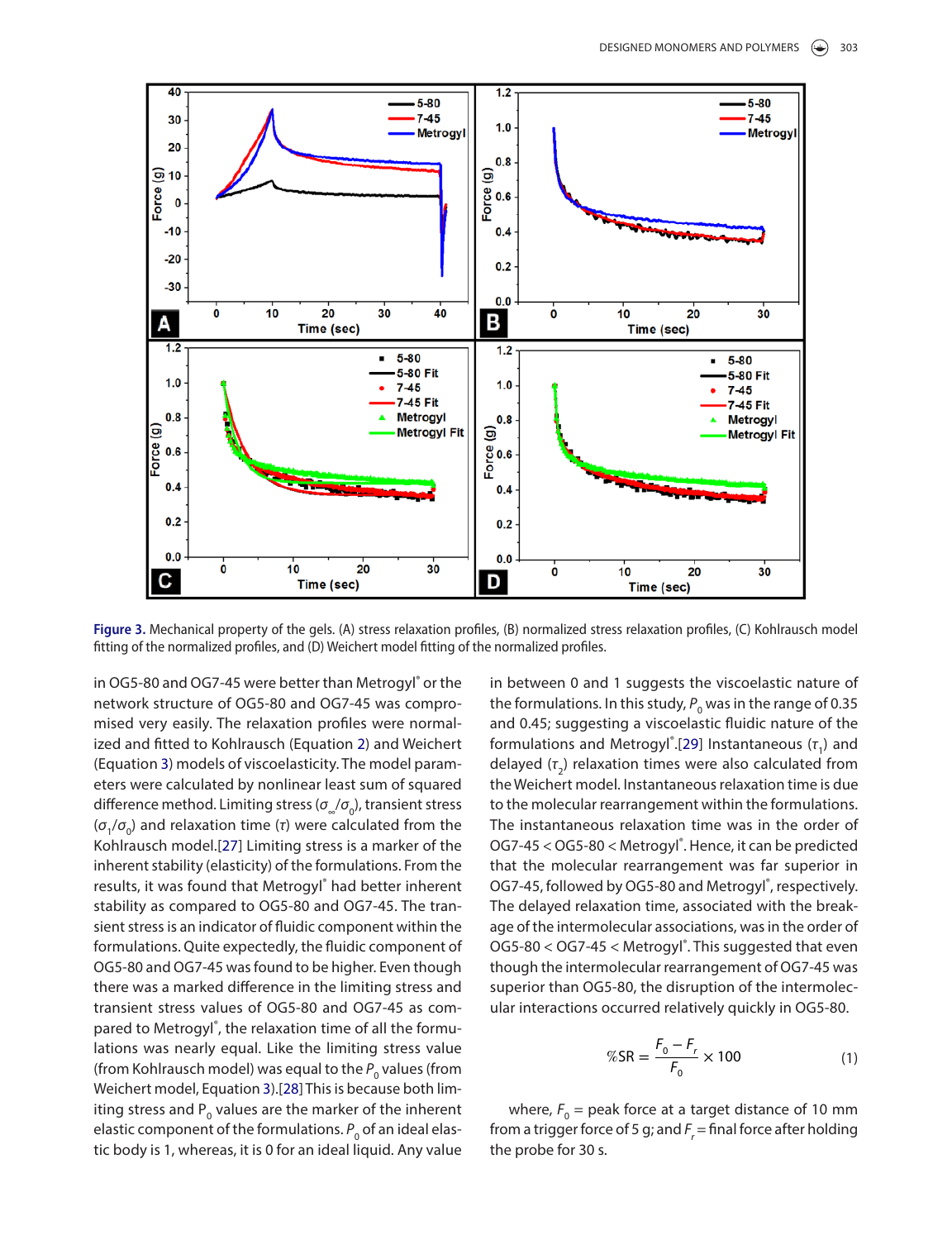Figure 3. Mechanical property of the gels. (A) stress relaxation profiles, (B) normalized stress relaxation profiles, (C) Kohlrausch model fitting of the normalized profiles, and (D) Weichert model fitting of the normalized profiles.

in OG5-80 and OG7-45 were better than Metrogyl® or the network structure of OG5-80 and OG7-45 was compromised very easily. The relaxation profiles were normalized and fitted to Kohlrausch (Equation 2) and Weichert (Equation 3) models of viscoelasticity. The model parameters were calculated by nonlinear least sum of squared difference method. Limiting stress ($\sigma_\infty/\sigma_0$), transient stress ($\sigma_1/\sigma_0$) and relaxation time ($\tau$) were calculated from the Kohlrausch model.[27] Limiting stress is a marker of the inherent stability (elasticity) of the formulations. From the results, it was found that Metrogyl® had better inherent stability as compared to OG5-80 and OG7-45. The transient stress is an indicator of fluidic component within the formulations. Quite expectedly, the fluidic component of OG5-80 and OG7-45 was found to be higher. Even though there was a marked difference in the limiting stress and transient stress values of OG5-80 and OG7-45 as compared to Metrogyl®, the relaxation time of all the formulations was nearly equal. Like the limiting stress value (from Kohlrausch model) was equal to the $P_0$ values (from Weichert model, Equation 3).[28] This is because both limiting stress and $P_0$ values are the marker of the inherent elastic component of the formulations. $P_0$ of an ideal elastic body is 1, whereas, it is 0 for an ideal liquid. Any value in between 0 and 1 suggests the viscoelastic nature of the formulations. In this study, $P_0$ was in the range of 0.35 and 0.45; suggesting a viscoelastic fluidic nature of the formulations and Metrogyl®.[29] Instantaneous ($\tau_1$) and delayed ($\tau_2$) relaxation times were also calculated from the Weichert model. Instantaneous relaxation time is due to the molecular rearrangement within the formulations. The instantaneous relaxation time was in the order of OG7-45 < OG5-80 < Metrogyl®. Hence, it can be predicted that the molecular rearrangement was far superior in OG7-45, followed by OG5-80 and Metrogyl®, respectively. The delayed relaxation time, associated with the breakage of the intermolecular associations, was in the order of OG5-80 < OG7-45 < Metrogyl®. This suggested that even though the intermolecular rearrangement of OG7-45 was superior than OG5-80, the disruption of the intermolecular interactions occurred relatively quickly in OG5-80.

$$\%SR = \frac{F_0 - F_r}{F_0} \times 100 \tag{1}$$

where, $F_0$ = peak force at a target distance of 10 mm from a trigger force of 5 g; and $F_r$ = final force after holding the probe for 30 s.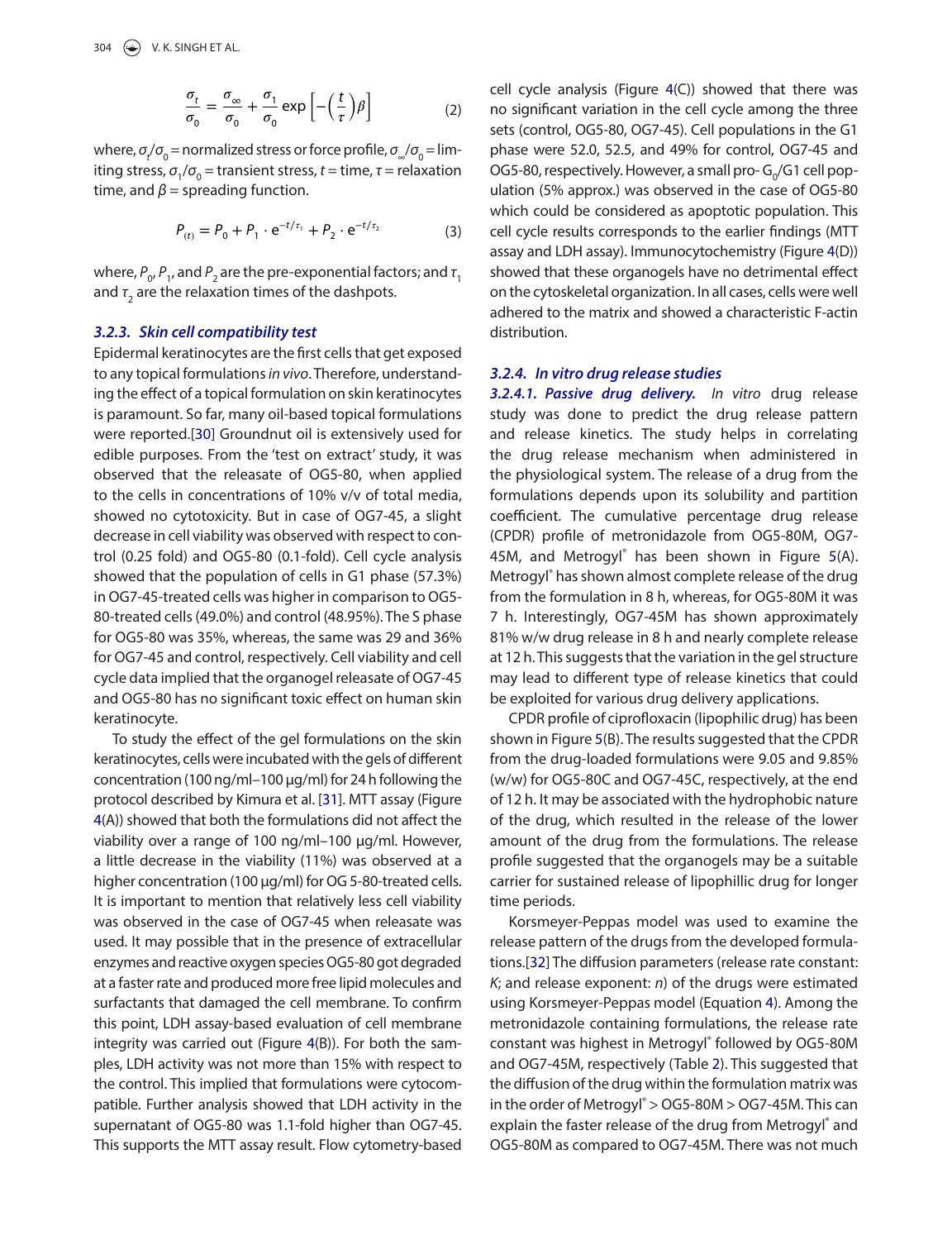$$\frac{\sigma_t}{\sigma_0} = \frac{\sigma_\infty}{\sigma_0} + \frac{\sigma_1}{\sigma_0} \exp\left[-\left(\frac{t}{\tau}\right)\beta\right] \quad (2)$$

where, $\sigma_t/\sigma_0$ = normalized stress or force profile, $\sigma_\infty/\sigma_0$ = limiting stress, $\sigma_1/\sigma_0$ = transient stress, $t$ = time, $\tau$ = relaxation time, and $\beta$ = spreading function.

$$P_{(t)} = P_0 + P_1 \cdot e^{-t/\tau_1} + P_2 \cdot e^{-t/\tau_2} \quad (3)$$

where, $P_0$, $P_1$, and $P_2$ are the pre-exponential factors; and $\tau_1$ and $\tau_2$ are the relaxation times of the dashpots.

#### 3.2.3. Skin cell compatibility test

Epidermal keratinocytes are the first cells that get exposed to any topical formulations *in vivo*. Therefore, understanding the effect of a topical formulation on skin keratinocytes is paramount. So far, many oil-based topical formulations were reported.[30] Groundnut oil is extensively used for edible purposes. From the 'test on extract' study, it was observed that the releasate of OG5-80, when applied to the cells in concentrations of 10% v/v of total media, showed no cytotoxicity. But in case of OG7-45, a slight decrease in cell viability was observed with respect to control (0.25 fold) and OG5-80 (0.1-fold). Cell cycle analysis showed that the population of cells in G1 phase (57.3%) in OG7-45-treated cells was higher in comparison to OG5-80-treated cells (49.0%) and control (48.95%). The S phase for OG5-80 was 35%, whereas, the same was 29 and 36% for OG7-45 and control, respectively. Cell viability and cell cycle data implied that the organogel releasate of OG7-45 and OG5-80 has no significant toxic effect on human skin keratinocyte.

To study the effect of the gel formulations on the skin keratinocytes, cells were incubated with the gels of different concentration (100 ng/ml–100 μg/ml) for 24 h following the protocol described by Kimura et al. [31]. MTT assay (Figure 4(A)) showed that both the formulations did not affect the viability over a range of 100 ng/ml–100 μg/ml. However, a little decrease in the viability (11%) was observed at a higher concentration (100 μg/ml) for OG 5-80-treated cells. It is important to mention that relatively less cell viability was observed in the case of OG7-45 when releasate was used. It may possible that in the presence of extracellular enzymes and reactive oxygen species OG5-80 got degraded at a faster rate and produced more free lipid molecules and surfactants that damaged the cell membrane. To confirm this point, LDH assay-based evaluation of cell membrane integrity was carried out (Figure 4(B)). For both the samples, LDH activity was not more than 15% with respect to the control. This implied that formulations were cytocompatible. Further analysis showed that LDH activity in the supernatant of OG5-80 was 1.1-fold higher than OG7-45. This supports the MTT assay result. Flow cytometry-based cell cycle analysis (Figure 4(C)) showed that there was no significant variation in the cell cycle among the three sets (control, OG5-80, OG7-45). Cell populations in the G1 phase were 52.0, 52.5, and 49% for control, OG7-45 and OG5-80, respectively. However, a small pro- $G_0$/G1 cell population (5% approx.) was observed in the case of OG5-80 which could be considered as apoptotic population. This cell cycle results corresponds to the earlier findings (MTT assay and LDH assay). Immunocytochemistry (Figure 4(D)) showed that these organogels have no detrimental effect on the cytoskeletal organization. In all cases, cells were well adhered to the matrix and showed a characteristic F-actin distribution.

#### 3.2.4. In vitro drug release studies

***3.2.4.1. Passive drug delivery.*** *In vitro* drug release study was done to predict the drug release pattern and release kinetics. The study helps in correlating the drug release mechanism when administered in the physiological system. The release of a drug from the formulations depends upon its solubility and partition coefficient. The cumulative percentage drug release (CPDR) profile of metronidazole from OG5-80M, OG7-45M, and Metrogyl® has been shown in Figure 5(A). Metrogyl® has shown almost complete release of the drug from the formulation in 8 h, whereas, for OG5-80M it was 7 h. Interestingly, OG7-45M has shown approximately 81% w/w drug release in 8 h and nearly complete release at 12 h. This suggests that the variation in the gel structure may lead to different type of release kinetics that could be exploited for various drug delivery applications.

CPDR profile of ciprofloxacin (lipophilic drug) has been shown in Figure 5(B). The results suggested that the CPDR from the drug-loaded formulations were 9.05 and 9.85% (w/w) for OG5-80C and OG7-45C, respectively, at the end of 12 h. It may be associated with the hydrophobic nature of the drug, which resulted in the release of the lower amount of the drug from the formulations. The release profile suggested that the organogels may be a suitable carrier for sustained release of lipophillic drug for longer time periods.

Korsmeyer-Peppas model was used to examine the release pattern of the drugs from the developed formulations.[32] The diffusion parameters (release rate constant: $K$; and release exponent: $n$) of the drugs were estimated using Korsmeyer-Peppas model (Equation 4). Among the metronidazole containing formulations, the release rate constant was highest in Metrogyl® followed by OG5-80M and OG7-45M, respectively (Table 2). This suggested that the diffusion of the drug within the formulation matrix was in the order of Metrogyl® > OG5-80M > OG7-45M. This can explain the faster release of the drug from Metrogyl® and OG5-80M as compared to OG7-45M. There was not much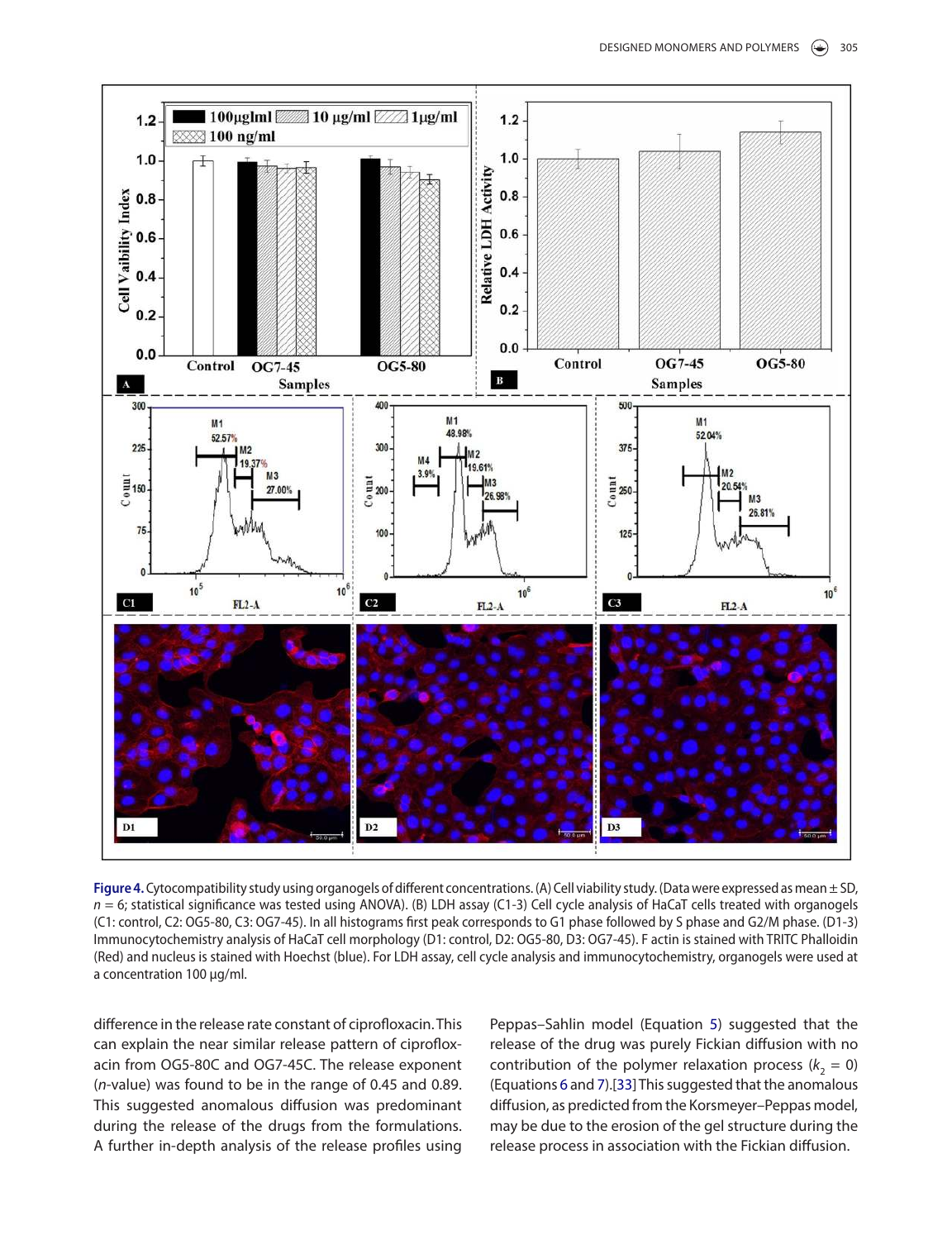**Figure 4.** Cytocompatibility study using organogels of different concentrations. (A) Cell viability study. (Data were expressed as mean ± SD, $n = 6$; statistical significance was tested using ANOVA). (B) LDH assay (C1-3) Cell cycle analysis of HaCaT cells treated with organogels (C1: control, C2: OG5-80, C3: OG7-45). In all histograms first peak corresponds to G1 phase followed by S phase and G2/M phase. (D1-3) Immunocytochemistry analysis of HaCaT cell morphology (D1: control, D2: OG5-80, D3: OG7-45). F actin is stained with TRITC Phalloidin (Red) and nucleus is stained with Hoechst (blue). For LDH assay, cell cycle analysis and immunocytochemistry, organogels were used at a concentration 100 µg/ml.

difference in the release rate constant of ciprofloxacin. This can explain the near similar release pattern of ciprofloxacin from OG5-80C and OG7-45C. The release exponent ($n$-value) was found to be in the range of 0.45 and 0.89. This suggested anomalous diffusion was predominant during the release of the drugs from the formulations. A further in-depth analysis of the release profiles using Peppas–Sahlin model (Equation 5) suggested that the release of the drug was purely Fickian diffusion with no contribution of the polymer relaxation process ($k_2 = 0$) (Equations 6 and 7).[33] This suggested that the anomalous diffusion, as predicted from the Korsmeyer–Peppas model, may be due to the erosion of the gel structure during the release process in association with the Fickian diffusion.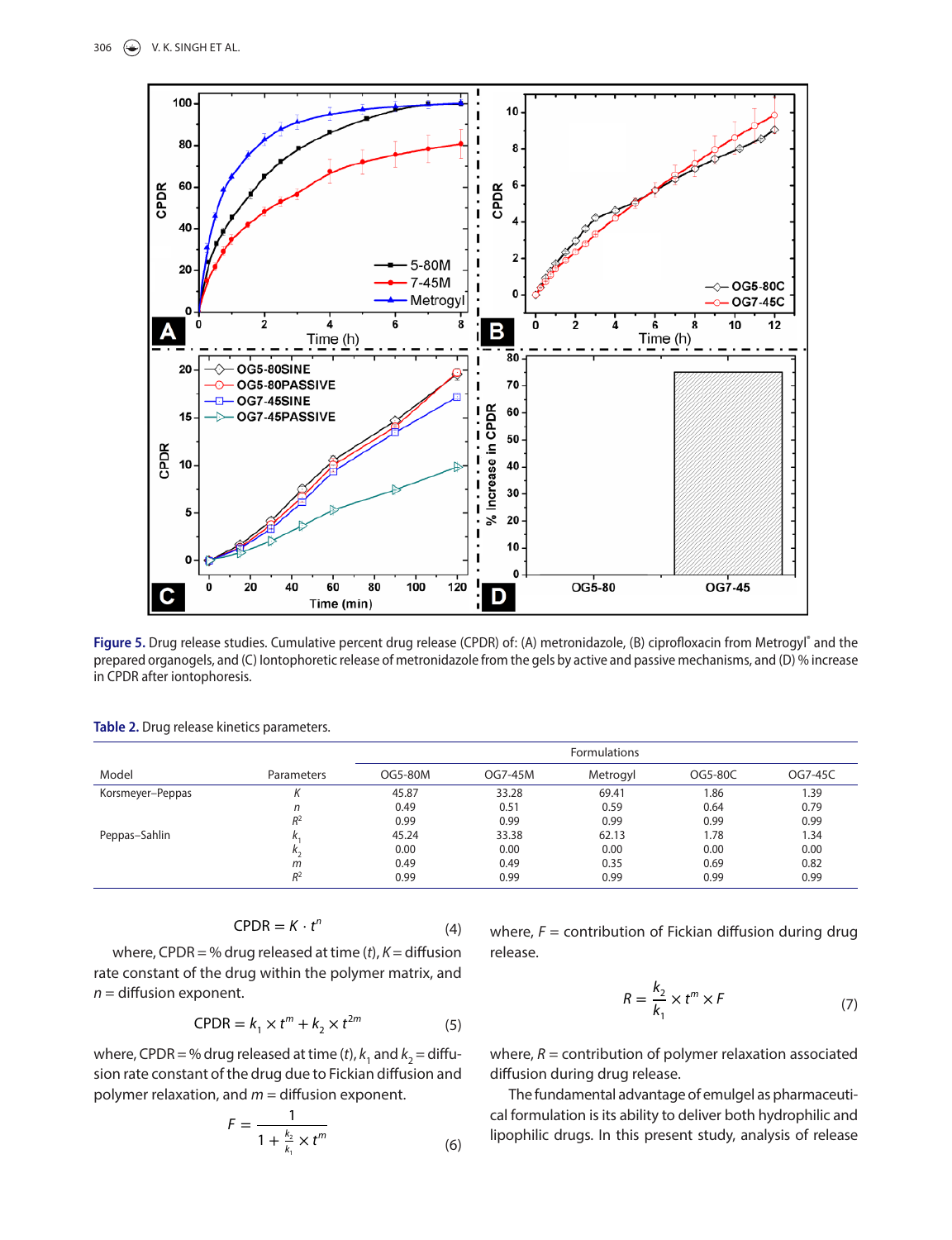**Figure 5.** Drug release studies. Cumulative percent drug release (CPDR) of: (A) metronidazole, (B) ciprofloxacin from Metrogyl® and the prepared organogels, and (C) Iontophoretic release of metronidazole from the gels by active and passive mechanisms, and (D) % increase in CPDR after iontophoresis.

**Table 2.** Drug release kinetics parameters.

| Model | Parameters | Formulations | | | | |
|---|---|---|---|---|---|---|
| | | OG5-80M | OG7-45M | Metrogyl | OG5-80C | OG7-45C |
| Korsmeyer–Peppas | $K$ | 45.87 | 33.28 | 69.41 | 1.86 | 1.39 |
| | $n$ | 0.49 | 0.51 | 0.59 | 0.64 | 0.79 |
| | $R^2$ | 0.99 | 0.99 | 0.99 | 0.99 | 0.99 |
| Peppas–Sahlin | $k_1$ | 45.24 | 33.38 | 62.13 | 1.78 | 1.34 |
| | $k_2$ | 0.00 | 0.00 | 0.00 | 0.00 | 0.00 |
| | $m$ | 0.49 | 0.49 | 0.35 | 0.69 | 0.82 |
| | $R^2$ | 0.99 | 0.99 | 0.99 | 0.99 | 0.99 |

$$\text{CPDR} = K \cdot t^n \tag{4}$$

where, CPDR = % drug released at time ($t$), $K$ = diffusion rate constant of the drug within the polymer matrix, and $n$ = diffusion exponent.

$$\text{CPDR} = k_1 \times t^m + k_2 \times t^{2m} \tag{5}$$

where, CPDR = % drug released at time ($t$), $k_1$ and $k_2$ = diffusion rate constant of the drug due to Fickian diffusion and polymer relaxation, and $m$ = diffusion exponent.

$$F = \frac{1}{1 + \frac{k_2}{k_1} \times t^m} \tag{6}$$

where, $F$ = contribution of Fickian diffusion during drug release.

$$R = \frac{k_2}{k_1} \times t^m \times F \tag{7}$$

where, $R$ = contribution of polymer relaxation associated diffusion during drug release.

The fundamental advantage of emulgel as pharmaceutical formulation is its ability to deliver both hydrophilic and lipophilic drugs. In this present study, analysis of release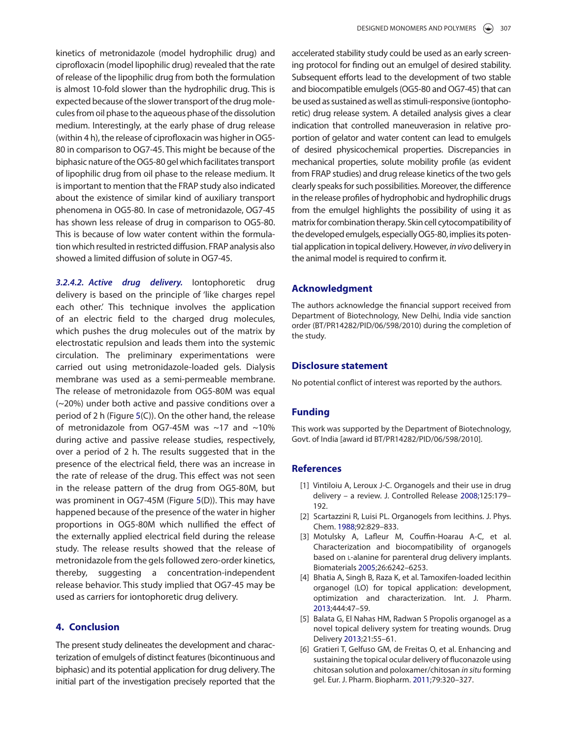kinetics of metronidazole (model hydrophilic drug) and ciprofloxacin (model lipophilic drug) revealed that the rate of release of the lipophilic drug from both the formulation is almost 10-fold slower than the hydrophilic drug. This is expected because of the slower transport of the drug molecules from oil phase to the aqueous phase of the dissolution medium. Interestingly, at the early phase of drug release (within 4 h), the release of ciprofloxacin was higher in OG5-80 in comparison to OG7-45. This might be because of the biphasic nature of the OG5-80 gel which facilitates transport of lipophilic drug from oil phase to the release medium. It is important to mention that the FRAP study also indicated about the existence of similar kind of auxiliary transport phenomena in OG5-80. In case of metronidazole, OG7-45 has shown less release of drug in comparison to OG5-80. This is because of low water content within the formulation which resulted in restricted diffusion. FRAP analysis also showed a limited diffusion of solute in OG7-45.

***3.2.4.2. Active drug delivery.*** Iontophoretic drug delivery is based on the principle of 'like charges repel each other.' This technique involves the application of an electric field to the charged drug molecules, which pushes the drug molecules out of the matrix by electrostatic repulsion and leads them into the systemic circulation. The preliminary experimentations were carried out using metronidazole-loaded gels. Dialysis membrane was used as a semi-permeable membrane. The release of metronidazole from OG5-80M was equal (~20%) under both active and passive conditions over a period of 2 h (Figure 5(C)). On the other hand, the release of metronidazole from OG7-45M was ~17 and ~10% during active and passive release studies, respectively, over a period of 2 h. The results suggested that in the presence of the electrical field, there was an increase in the rate of release of the drug. This effect was not seen in the release pattern of the drug from OG5-80M, but was prominent in OG7-45M (Figure 5(D)). This may have happened because of the presence of the water in higher proportions in OG5-80M which nullified the effect of the externally applied electrical field during the release study. The release results showed that the release of metronidazole from the gels followed zero-order kinetics, thereby, suggesting a concentration-independent release behavior. This study implied that OG7-45 may be used as carriers for iontophoretic drug delivery.

## 4. Conclusion

The present study delineates the development and characterization of emulgels of distinct features (bicontinuous and biphasic) and its potential application for drug delivery. The initial part of the investigation precisely reported that the accelerated stability study could be used as an early screening protocol for finding out an emulgel of desired stability. Subsequent efforts lead to the development of two stable and biocompatible emulgels (OG5-80 and OG7-45) that can be used as sustained as well as stimuli-responsive (iontophoretic) drug release system. A detailed analysis gives a clear indication that controlled maneuveration in relative proportion of gelator and water content can lead to emulgels of desired physicochemical properties. Discrepancies in mechanical properties, solute mobility profile (as evident from FRAP studies) and drug release kinetics of the two gels clearly speaks for such possibilities. Moreover, the difference in the release profiles of hydrophobic and hydrophilic drugs from the emulgel highlights the possibility of using it as matrix for combination therapy. Skin cell cytocompatibility of the developed emulgels, especially OG5-80, implies its potential application in topical delivery. However, *in vivo* delivery in the animal model is required to confirm it.

## Acknowledgment

The authors acknowledge the financial support received from Department of Biotechnology, New Delhi, India vide sanction order (BT/PR14282/PID/06/598/2010) during the completion of the study.

## Disclosure statement

No potential conflict of interest was reported by the authors.

## Funding

This work was supported by the Department of Biotechnology, Govt. of India [award id BT/PR14282/PID/06/598/2010].

## References

[1] Vintiloiu A, Leroux J-C. Organogels and their use in drug delivery – a review. J. Controlled Release 2008;125:179–192.

[2] Scartazzini R, Luisi PL. Organogels from lecithins. J. Phys. Chem. 1988;92:829–833.

[3] Motulsky A, Lafleur M, Couffin-Hoarau A-C, et al. Characterization and biocompatibility of organogels based on L-alanine for parenteral drug delivery implants. Biomaterials 2005;26:6242–6253.

[4] Bhatia A, Singh B, Raza K, et al. Tamoxifen-loaded lecithin organogel (LO) for topical application: development, optimization and characterization. Int. J. Pharm. 2013;444:47–59.

[5] Balata G, El Nahas HM, Radwan S Propolis organogel as a novel topical delivery system for treating wounds. Drug Delivery 2013;21:55–61.

[6] Gratieri T, Gelfuso GM, de Freitas O, et al. Enhancing and sustaining the topical ocular delivery of fluconazole using chitosan solution and poloxamer/chitosan *in situ* forming gel. Eur. J. Pharm. Biopharm. 2011;79:320–327.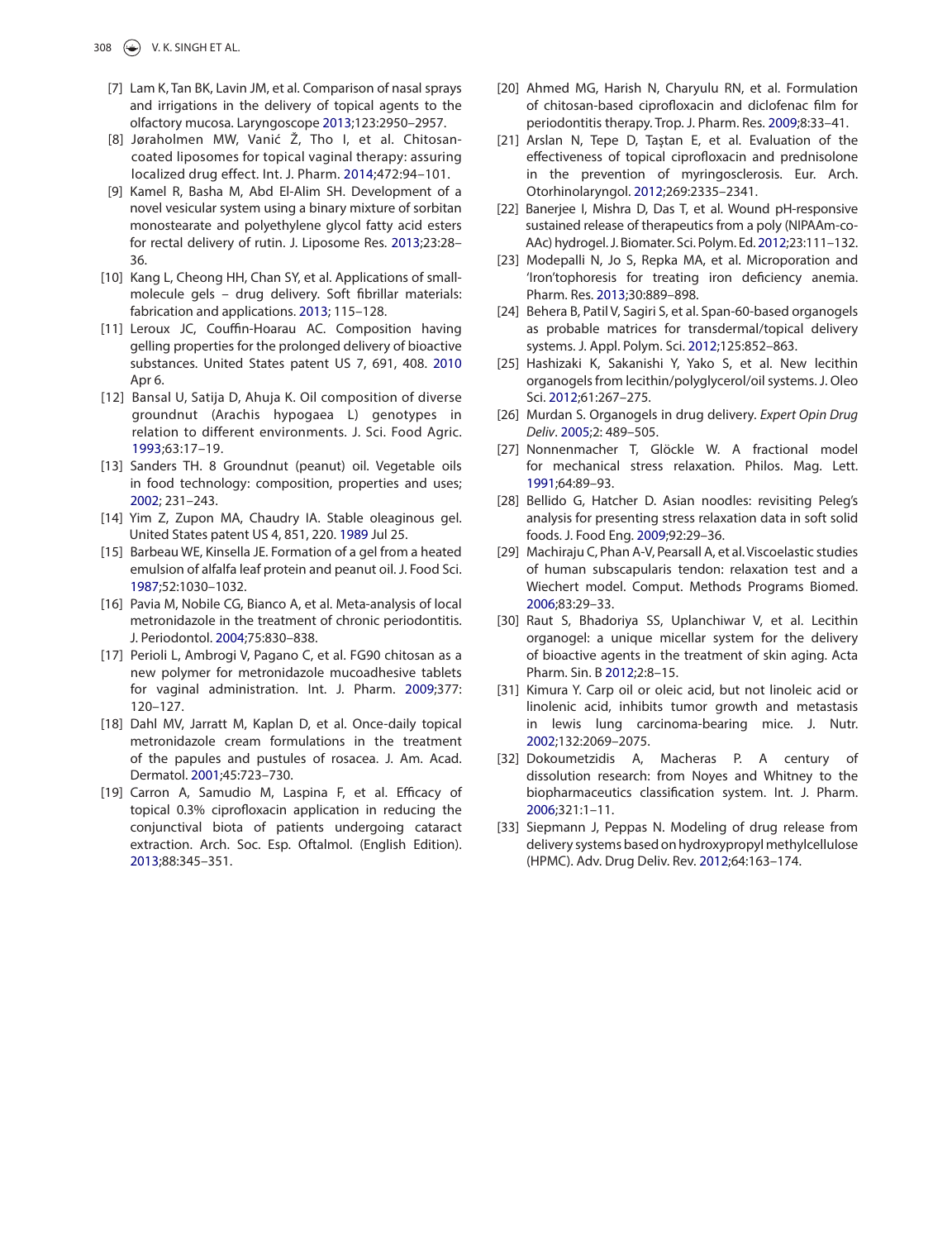[7] Lam K, Tan BK, Lavin JM, et al. Comparison of nasal sprays and irrigations in the delivery of topical agents to the olfactory mucosa. Laryngoscope 2013;123:2950–2957.

[8] Jøraholmen MW, Vanić Ž, Tho I, et al. Chitosan-coated liposomes for topical vaginal therapy: assuring localized drug effect. Int. J. Pharm. 2014;472:94–101.

[9] Kamel R, Basha M, Abd El-Alim SH. Development of a novel vesicular system using a binary mixture of sorbitan monostearate and polyethylene glycol fatty acid esters for rectal delivery of rutin. J. Liposome Res. 2013;23:28–36.

[10] Kang L, Cheong HH, Chan SY, et al. Applications of small-molecule gels – drug delivery. Soft fibrillar materials: fabrication and applications. 2013; 115–128.

[11] Leroux JC, Couffin-Hoarau AC. Composition having gelling properties for the prolonged delivery of bioactive substances. United States patent US 7, 691, 408. 2010 Apr 6.

[12] Bansal U, Satija D, Ahuja K. Oil composition of diverse groundnut (Arachis hypogaea L) genotypes in relation to different environments. J. Sci. Food Agric. 1993;63:17–19.

[13] Sanders TH. 8 Groundnut (peanut) oil. Vegetable oils in food technology: composition, properties and uses; 2002; 231–243.

[14] Yim Z, Zupon MA, Chaudry IA. Stable oleaginous gel. United States patent US 4, 851, 220. 1989 Jul 25.

[15] Barbeau WE, Kinsella JE. Formation of a gel from a heated emulsion of alfalfa leaf protein and peanut oil. J. Food Sci. 1987;52:1030–1032.

[16] Pavia M, Nobile CG, Bianco A, et al. Meta-analysis of local metronidazole in the treatment of chronic periodontitis. J. Periodontol. 2004;75:830–838.

[17] Perioli L, Ambrogi V, Pagano C, et al. FG90 chitosan as a new polymer for metronidazole mucoadhesive tablets for vaginal administration. Int. J. Pharm. 2009;377:120–127.

[18] Dahl MV, Jarratt M, Kaplan D, et al. Once-daily topical metronidazole cream formulations in the treatment of the papules and pustules of rosacea. J. Am. Acad. Dermatol. 2001;45:723–730.

[19] Carron A, Samudio M, Laspina F, et al. Efficacy of topical 0.3% ciprofloxacin application in reducing the conjunctival biota of patients undergoing cataract extraction. Arch. Soc. Esp. Oftalmol. (English Edition). 2013;88:345–351.

[20] Ahmed MG, Harish N, Charyulu RN, et al. Formulation of chitosan-based ciprofloxacin and diclofenac film for periodontitis therapy. Trop. J. Pharm. Res. 2009;8:33–41.

[21] Arslan N, Tepe D, Taştan E, et al. Evaluation of the effectiveness of topical ciprofloxacin and prednisolone in the prevention of myringosclerosis. Eur. Arch. Otorhinolaryngol. 2012;269:2335–2341.

[22] Banerjee I, Mishra D, Das T, et al. Wound pH-responsive sustained release of therapeutics from a poly (NIPAAm-co-AAc) hydrogel. J. Biomater. Sci. Polym. Ed. 2012;23:111–132.

[23] Modepalli N, Jo S, Repka MA, et al. Microporation and 'Iron'tophoresis for treating iron deficiency anemia. Pharm. Res. 2013;30:889–898.

[24] Behera B, Patil V, Sagiri S, et al. Span-60-based organogels as probable matrices for transdermal/topical delivery systems. J. Appl. Polym. Sci. 2012;125:852–863.

[25] Hashizaki K, Sakanishi Y, Yako S, et al. New lecithin organogels from lecithin/polyglycerol/oil systems. J. Oleo Sci. 2012;61:267–275.

[26] Murdan S. Organogels in drug delivery. *Expert Opin Drug Deliv*. 2005;2: 489–505.

[27] Nonnenmacher T, Glöckle W. A fractional model for mechanical stress relaxation. Philos. Mag. Lett. 1991;64:89–93.

[28] Bellido G, Hatcher D. Asian noodles: revisiting Peleg's analysis for presenting stress relaxation data in soft solid foods. J. Food Eng. 2009;92:29–36.

[29] Machiraju C, Phan A-V, Pearsall A, et al. Viscoelastic studies of human subscapularis tendon: relaxation test and a Wiechert model. Comput. Methods Programs Biomed. 2006;83:29–33.

[30] Raut S, Bhadoriya SS, Uplanchiwar V, et al. Lecithin organogel: a unique micellar system for the delivery of bioactive agents in the treatment of skin aging. Acta Pharm. Sin. B 2012;2:8–15.

[31] Kimura Y. Carp oil or oleic acid, but not linoleic acid or linolenic acid, inhibits tumor growth and metastasis in lewis lung carcinoma-bearing mice. J. Nutr. 2002;132:2069–2075.

[32] Dokoumetzidis A, Macheras P. A century of dissolution research: from Noyes and Whitney to the biopharmaceutics classification system. Int. J. Pharm. 2006;321:1–11.

[33] Siepmann J, Peppas N. Modeling of drug release from delivery systems based on hydroxypropyl methylcellulose (HPMC). Adv. Drug Deliv. Rev. 2012;64:163–174.